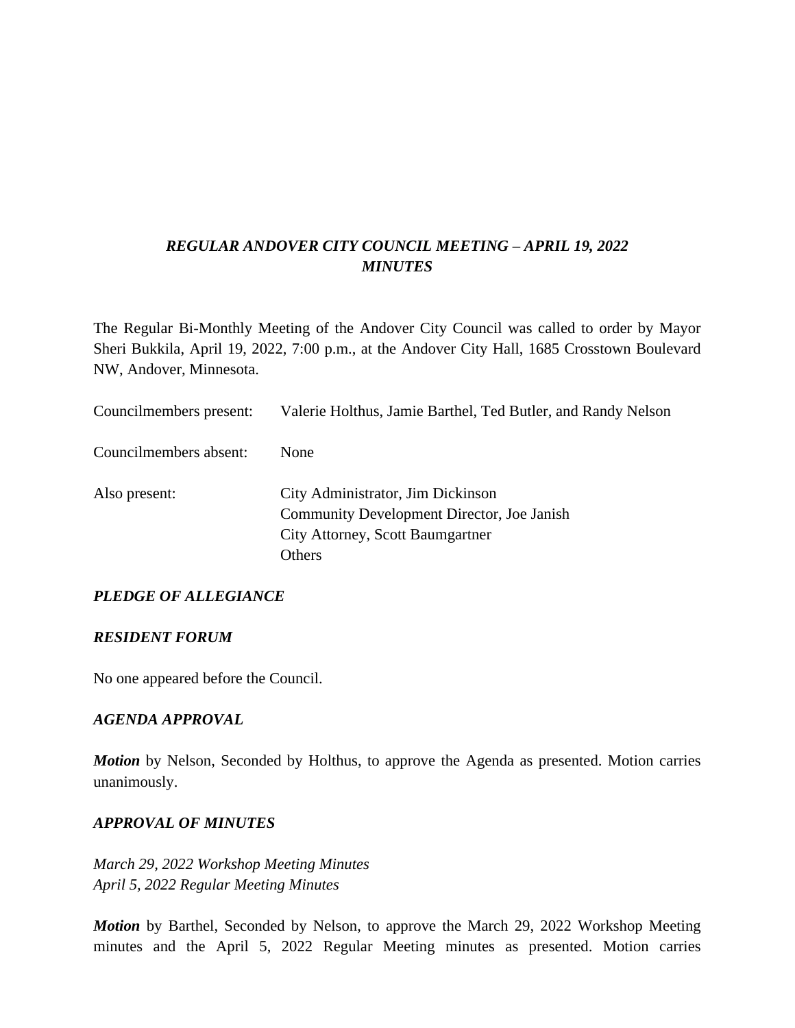***REGULAR ANDOVER CITY COUNCIL MEETING – APRIL 19, 2022***
***MINUTES***

The Regular Bi-Monthly Meeting of the Andover City Council was called to order by Mayor Sheri Bukkila, April 19, 2022, 7:00 p.m., at the Andover City Hall, 1685 Crosstown Boulevard NW, Andover, Minnesota.

Councilmembers present: Valerie Holthus, Jamie Barthel, Ted Butler, and Randy Nelson

Councilmembers absent: None

Also present: City Administrator, Jim Dickinson
Community Development Director, Joe Janish
City Attorney, Scott Baumgartner
Others

***PLEDGE OF ALLEGIANCE***

***RESIDENT FORUM***

No one appeared before the Council.

***AGENDA APPROVAL***

***Motion*** by Nelson, Seconded by Holthus, to approve the Agenda as presented. Motion carries unanimously.

***APPROVAL OF MINUTES***

*March 29, 2022 Workshop Meeting Minutes*
*April 5, 2022 Regular Meeting Minutes*

***Motion*** by Barthel, Seconded by Nelson, to approve the March 29, 2022 Workshop Meeting minutes and the April 5, 2022 Regular Meeting minutes as presented. Motion carries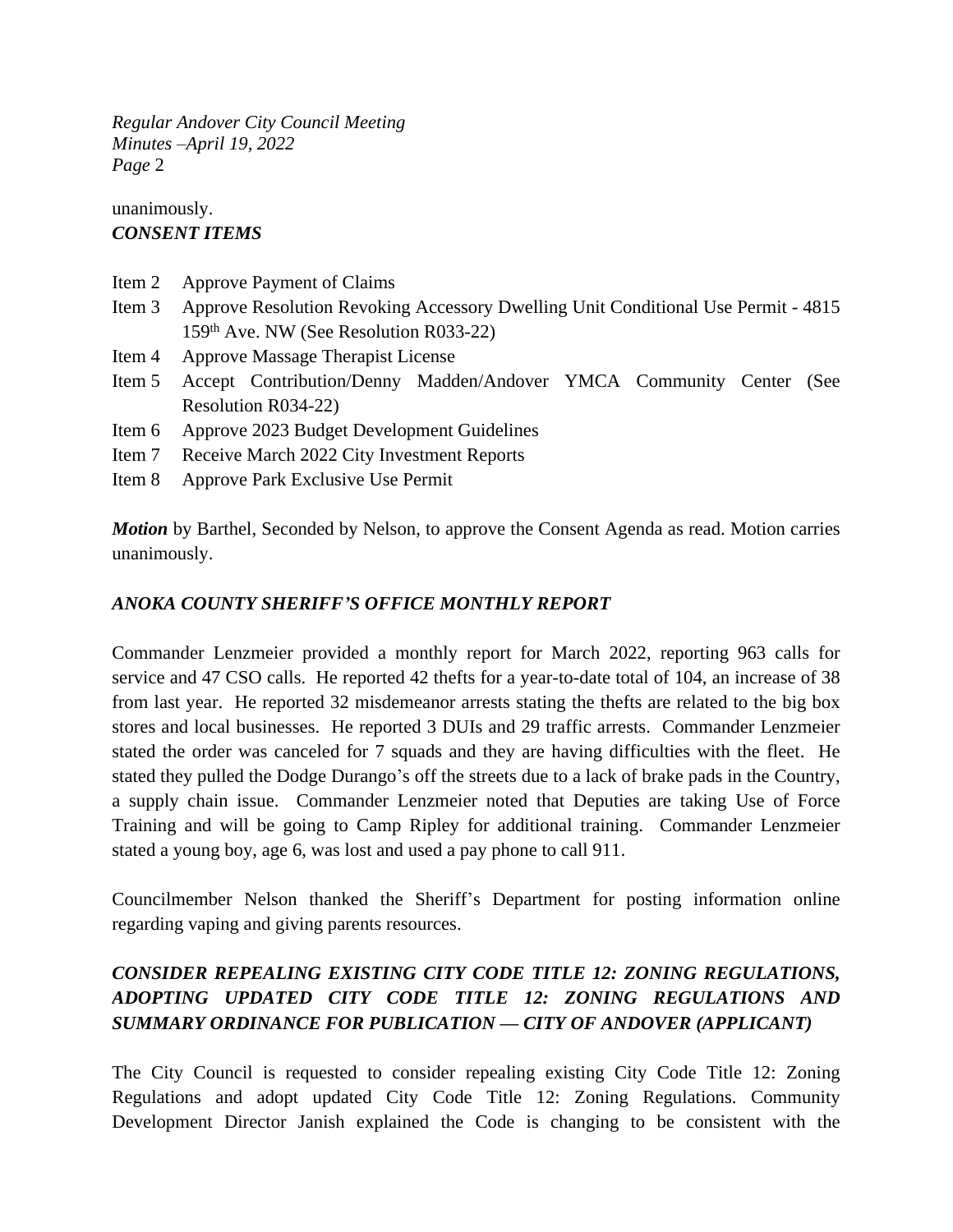unanimously.

***CONSENT ITEMS***

Item 2 Approve Payment of Claims
Item 3 Approve Resolution Revoking Accessory Dwelling Unit Conditional Use Permit - 4815 159th Ave. NW (See Resolution R033-22)
Item 4 Approve Massage Therapist License
Item 5 Accept Contribution/Denny Madden/Andover YMCA Community Center (See Resolution R034-22)
Item 6 Approve 2023 Budget Development Guidelines
Item 7 Receive March 2022 City Investment Reports
Item 8 Approve Park Exclusive Use Permit

***Motion*** by Barthel, Seconded by Nelson, to approve the Consent Agenda as read. Motion carries unanimously.

***ANOKA COUNTY SHERIFF'S OFFICE MONTHLY REPORT***

Commander Lenzmeier provided a monthly report for March 2022, reporting 963 calls for service and 47 CSO calls. He reported 42 thefts for a year-to-date total of 104, an increase of 38 from last year. He reported 32 misdemeanor arrests stating the thefts are related to the big box stores and local businesses. He reported 3 DUIs and 29 traffic arrests. Commander Lenzmeier stated the order was canceled for 7 squads and they are having difficulties with the fleet. He stated they pulled the Dodge Durango's off the streets due to a lack of brake pads in the Country, a supply chain issue. Commander Lenzmeier noted that Deputies are taking Use of Force Training and will be going to Camp Ripley for additional training. Commander Lenzmeier stated a young boy, age 6, was lost and used a pay phone to call 911.

Councilmember Nelson thanked the Sheriff's Department for posting information online regarding vaping and giving parents resources.

***CONSIDER REPEALING EXISTING CITY CODE TITLE 12: ZONING REGULATIONS, ADOPTING UPDATED CITY CODE TITLE 12: ZONING REGULATIONS AND SUMMARY ORDINANCE FOR PUBLICATION — CITY OF ANDOVER (APPLICANT)***

The City Council is requested to consider repealing existing City Code Title 12: Zoning Regulations and adopt updated City Code Title 12: Zoning Regulations. Community Development Director Janish explained the Code is changing to be consistent with the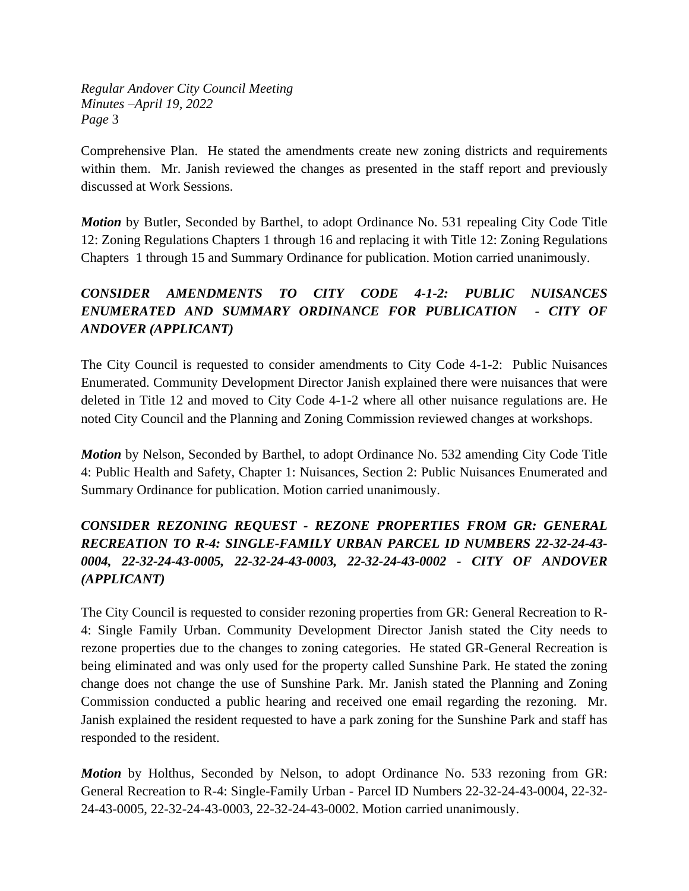Comprehensive Plan. He stated the amendments create new zoning districts and requirements within them. Mr. Janish reviewed the changes as presented in the staff report and previously discussed at Work Sessions.

***Motion*** by Butler, Seconded by Barthel, to adopt Ordinance No. 531 repealing City Code Title 12: Zoning Regulations Chapters 1 through 16 and replacing it with Title 12: Zoning Regulations Chapters 1 through 15 and Summary Ordinance for publication. Motion carried unanimously.

### *CONSIDER AMENDMENTS TO CITY CODE 4-1-2: PUBLIC NUISANCES ENUMERATED AND SUMMARY ORDINANCE FOR PUBLICATION - CITY OF ANDOVER (APPLICANT)*

The City Council is requested to consider amendments to City Code 4-1-2: Public Nuisances Enumerated. Community Development Director Janish explained there were nuisances that were deleted in Title 12 and moved to City Code 4-1-2 where all other nuisance regulations are. He noted City Council and the Planning and Zoning Commission reviewed changes at workshops.

***Motion*** by Nelson, Seconded by Barthel, to adopt Ordinance No. 532 amending City Code Title 4: Public Health and Safety, Chapter 1: Nuisances, Section 2: Public Nuisances Enumerated and Summary Ordinance for publication. Motion carried unanimously.

### *CONSIDER REZONING REQUEST - REZONE PROPERTIES FROM GR: GENERAL RECREATION TO R-4: SINGLE-FAMILY URBAN PARCEL ID NUMBERS 22-32-24-43-0004, 22-32-24-43-0005, 22-32-24-43-0003, 22-32-24-43-0002 - CITY OF ANDOVER (APPLICANT)*

The City Council is requested to consider rezoning properties from GR: General Recreation to R-4: Single Family Urban. Community Development Director Janish stated the City needs to rezone properties due to the changes to zoning categories. He stated GR-General Recreation is being eliminated and was only used for the property called Sunshine Park. He stated the zoning change does not change the use of Sunshine Park. Mr. Janish stated the Planning and Zoning Commission conducted a public hearing and received one email regarding the rezoning. Mr. Janish explained the resident requested to have a park zoning for the Sunshine Park and staff has responded to the resident.

***Motion*** by Holthus, Seconded by Nelson, to adopt Ordinance No. 533 rezoning from GR: General Recreation to R-4: Single-Family Urban - Parcel ID Numbers 22-32-24-43-0004, 22-32-24-43-0005, 22-32-24-43-0003, 22-32-24-43-0002. Motion carried unanimously.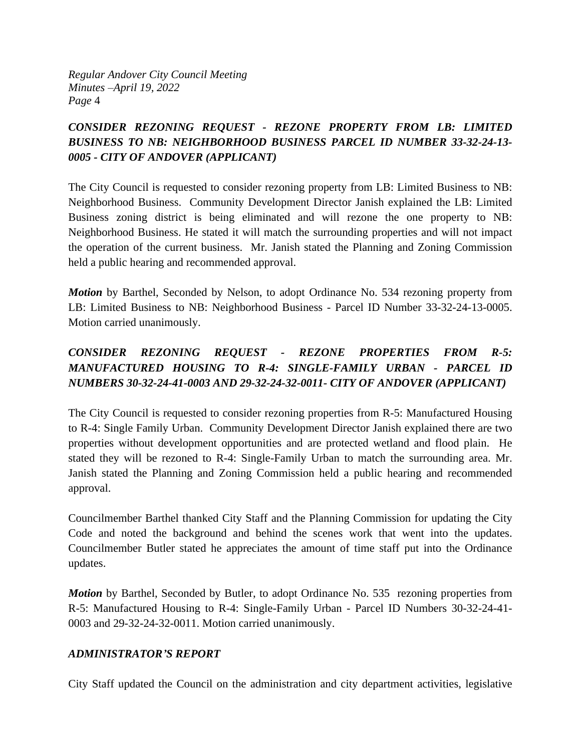***CONSIDER REZONING REQUEST - REZONE PROPERTY FROM LB: LIMITED BUSINESS TO NB: NEIGHBORHOOD BUSINESS PARCEL ID NUMBER 33-32-24-13-0005 - CITY OF ANDOVER (APPLICANT)***

The City Council is requested to consider rezoning property from LB: Limited Business to NB: Neighborhood Business. Community Development Director Janish explained the LB: Limited Business zoning district is being eliminated and will rezone the one property to NB: Neighborhood Business. He stated it will match the surrounding properties and will not impact the operation of the current business. Mr. Janish stated the Planning and Zoning Commission held a public hearing and recommended approval.

***Motion*** by Barthel, Seconded by Nelson, to adopt Ordinance No. 534 rezoning property from LB: Limited Business to NB: Neighborhood Business - Parcel ID Number 33-32-24-13-0005. Motion carried unanimously.

***CONSIDER REZONING REQUEST - REZONE PROPERTIES FROM R-5: MANUFACTURED HOUSING TO R-4: SINGLE-FAMILY URBAN - PARCEL ID NUMBERS 30-32-24-41-0003 AND 29-32-24-32-0011- CITY OF ANDOVER (APPLICANT)***

The City Council is requested to consider rezoning properties from R-5: Manufactured Housing to R-4: Single Family Urban. Community Development Director Janish explained there are two properties without development opportunities and are protected wetland and flood plain. He stated they will be rezoned to R-4: Single-Family Urban to match the surrounding area. Mr. Janish stated the Planning and Zoning Commission held a public hearing and recommended approval.

Councilmember Barthel thanked City Staff and the Planning Commission for updating the City Code and noted the background and behind the scenes work that went into the updates. Councilmember Butler stated he appreciates the amount of time staff put into the Ordinance updates.

***Motion*** by Barthel, Seconded by Butler, to adopt Ordinance No. 535 rezoning properties from R-5: Manufactured Housing to R-4: Single-Family Urban - Parcel ID Numbers 30-32-24-41-0003 and 29-32-24-32-0011. Motion carried unanimously.

***ADMINISTRATOR'S REPORT***

City Staff updated the Council on the administration and city department activities, legislative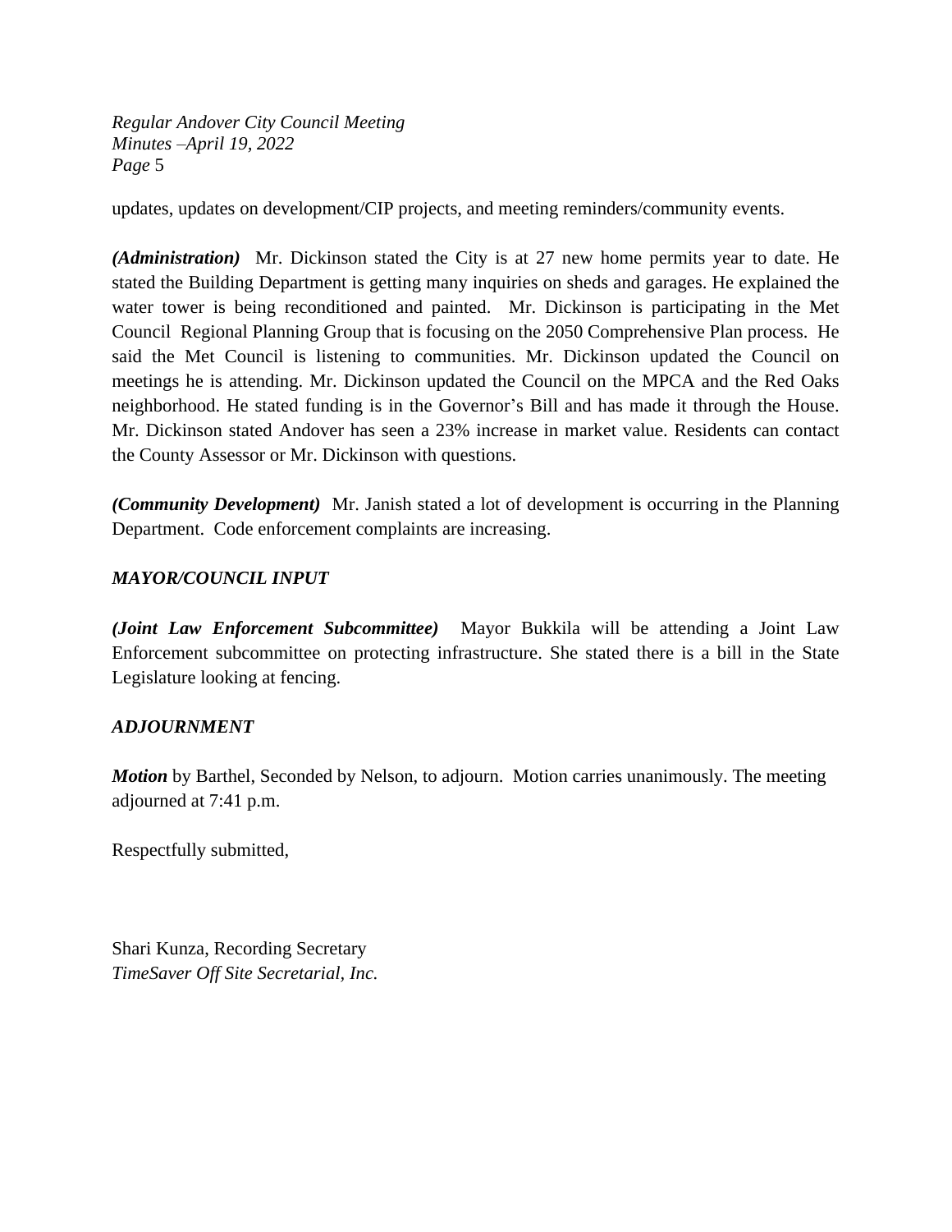updates, updates on development/CIP projects, and meeting reminders/community events.

***(Administration)*** Mr. Dickinson stated the City is at 27 new home permits year to date. He stated the Building Department is getting many inquiries on sheds and garages. He explained the water tower is being reconditioned and painted. Mr. Dickinson is participating in the Met Council Regional Planning Group that is focusing on the 2050 Comprehensive Plan process. He said the Met Council is listening to communities. Mr. Dickinson updated the Council on meetings he is attending. Mr. Dickinson updated the Council on the MPCA and the Red Oaks neighborhood. He stated funding is in the Governor's Bill and has made it through the House. Mr. Dickinson stated Andover has seen a 23% increase in market value. Residents can contact the County Assessor or Mr. Dickinson with questions.

***(Community Development)*** Mr. Janish stated a lot of development is occurring in the Planning Department. Code enforcement complaints are increasing.

***MAYOR/COUNCIL INPUT***

***(Joint Law Enforcement Subcommittee)*** Mayor Bukkila will be attending a Joint Law Enforcement subcommittee on protecting infrastructure. She stated there is a bill in the State Legislature looking at fencing.

***ADJOURNMENT***

***Motion*** by Barthel, Seconded by Nelson, to adjourn. Motion carries unanimously. The meeting adjourned at 7:41 p.m.

Respectfully submitted,

Shari Kunza, Recording Secretary
*TimeSaver Off Site Secretarial, Inc.*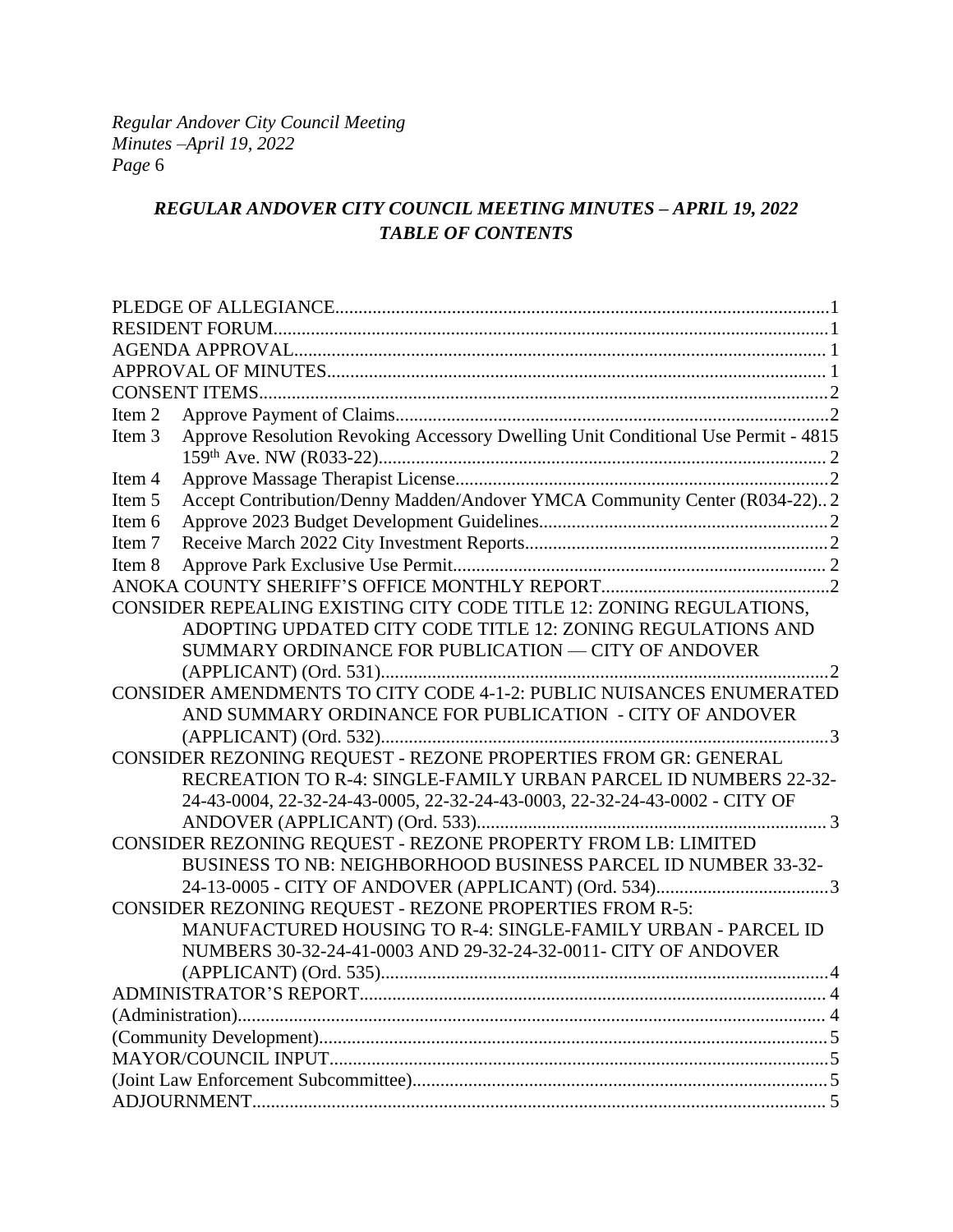## *REGULAR ANDOVER CITY COUNCIL MEETING MINUTES – APRIL 19, 2022*
## *TABLE OF CONTENTS*

PLEDGE OF ALLEGIANCE........................................................................................................1
RESIDENT FORUM....................................................................................................................1
AGENDA APPROVAL................................................................................................................ 1
APPROVAL OF MINUTES......................................................................................................... 1
CONSENT ITEMS.......................................................................................................................2
Item 2 Approve Payment of Claims...........................................................................................2
Item 3 Approve Resolution Revoking Accessory Dwelling Unit Conditional Use Permit - 4815 159th Ave. NW (R033-22)............................................................................................... 2
Item 4 Approve Massage Therapist License...............................................................................2
Item 5 Accept Contribution/Denny Madden/Andover YMCA Community Center (R034-22).. 2
Item 6 Approve 2023 Budget Development Guidelines.............................................................2
Item 7 Receive March 2022 City Investment Reports................................................................2
Item 8 Approve Park Exclusive Use Permit.............................................................................. 2
ANOKA COUNTY SHERIFF'S OFFICE MONTHLY REPORT................................................2
CONSIDER REPEALING EXISTING CITY CODE TITLE 12: ZONING REGULATIONS, ADOPTING UPDATED CITY CODE TITLE 12: ZONING REGULATIONS AND SUMMARY ORDINANCE FOR PUBLICATION — CITY OF ANDOVER (APPLICANT) (Ord. 531)...............................................................................................2
CONSIDER AMENDMENTS TO CITY CODE 4-1-2: PUBLIC NUISANCES ENUMERATED AND SUMMARY ORDINANCE FOR PUBLICATION - CITY OF ANDOVER (APPLICANT) (Ord. 532)...............................................................................................3
CONSIDER REZONING REQUEST - REZONE PROPERTIES FROM GR: GENERAL RECREATION TO R-4: SINGLE-FAMILY URBAN PARCEL ID NUMBERS 22-32-24-43-0004, 22-32-24-43-0005, 22-32-24-43-0003, 22-32-24-43-0002 - CITY OF ANDOVER (APPLICANT) (Ord. 533).......................................................................... 3
CONSIDER REZONING REQUEST - REZONE PROPERTY FROM LB: LIMITED BUSINESS TO NB: NEIGHBORHOOD BUSINESS PARCEL ID NUMBER 33-32-24-13-0005 - CITY OF ANDOVER (APPLICANT) (Ord. 534).....................................3
CONSIDER REZONING REQUEST - REZONE PROPERTIES FROM R-5: MANUFACTURED HOUSING TO R-4: SINGLE-FAMILY URBAN - PARCEL ID NUMBERS 30-32-24-41-0003 AND 29-32-24-32-0011- CITY OF ANDOVER (APPLICANT) (Ord. 535)...............................................................................................4
ADMINISTRATOR'S REPORT.................................................................................................. 4
(Administration)............................................................................................................................ 4
(Community Development)...........................................................................................................5
MAYOR/COUNCIL INPUT.........................................................................................................5
(Joint Law Enforcement Subcommittee).......................................................................................5
ADJOURNMENT......................................................................................................................... 5